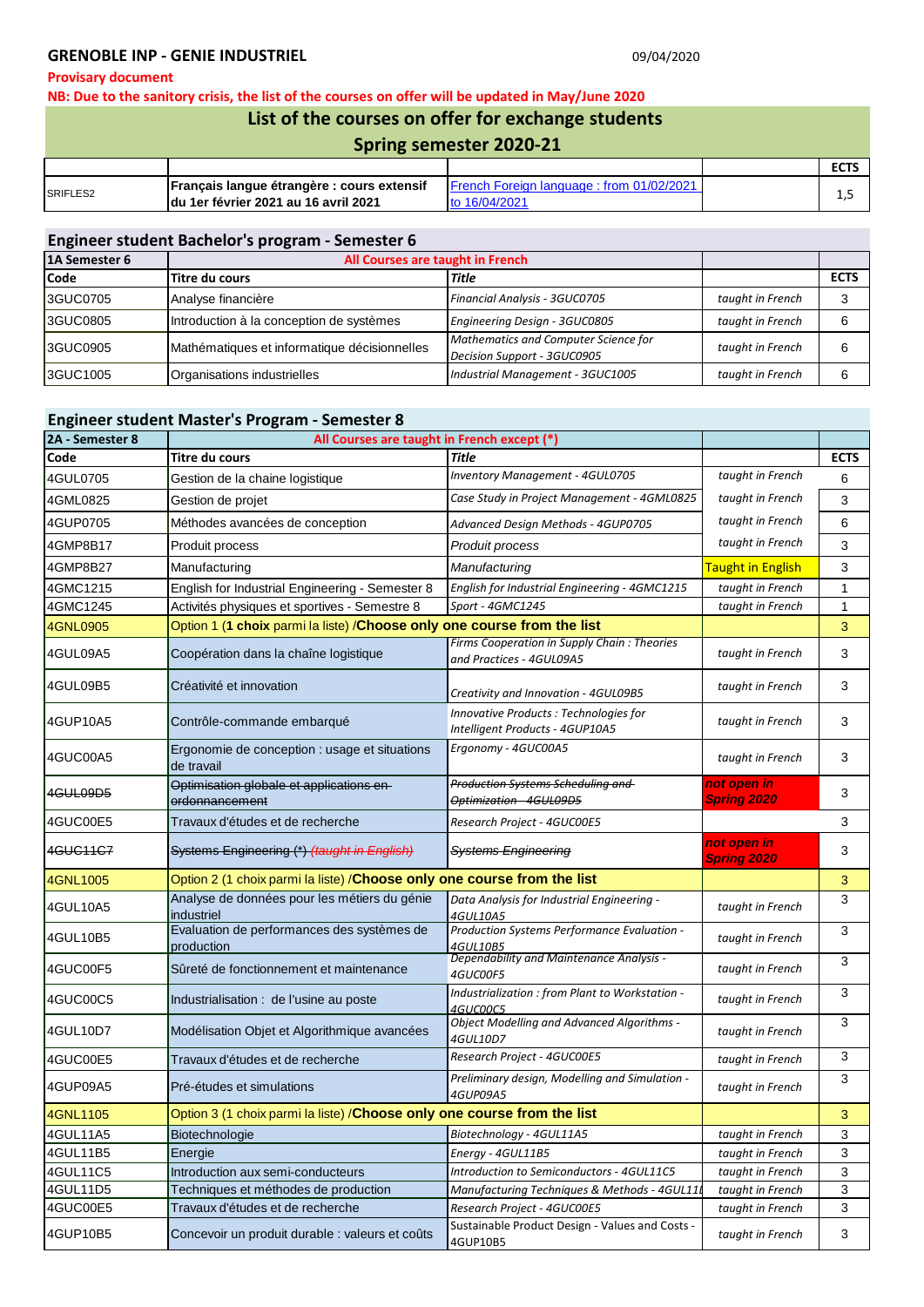## GRENOBLE INP - GENIE INDUSTRIEL

09/04/2020

**Provisary document**

**NB: Due to the sanitory crisis, the list of the courses on offer will be updated in May/June 2020**

## List of the courses on offer for exchange students

## Spring semester 2020-21

| | | | | ECTS |
|---|---|---|---|---|
| SRIFLES2 | **Français langue étrangère : cours extensif du 1er février 2021 au 16 avril 2021** | French Foreign language : from 01/02/2021 to 16/04/2021 | | 1,5 |

### Engineer student Bachelor's program - Semester 6

| 1A Semester 6 | All Courses are taught in French | | | |
|---|---|---|---|---|
| **Code** | **Titre du cours** | ***Title*** | | **ECTS** |
| 3GUC0705 | Analyse financière | *Financial Analysis - 3GUC0705* | *taught in French* | 3 |
| 3GUC0805 | Introduction à la conception de systèmes | *Engineering Design - 3GUC0805* | *taught in French* | 6 |
| 3GUC0905 | Mathématiques et informatique décisionnelles | *Mathematics and Computer Science for Decision Support - 3GUC0905* | *taught in French* | 6 |
| 3GUC1005 | Organisations industrielles | *Industrial Management - 3GUC1005* | *taught in French* | 6 |

### Engineer student Master's Program - Semester 8

| 2A - Semester 8 | All Courses are taught in French except (*) | | | |
|---|---|---|---|---|
| **Code** | **Titre du cours** | ***Title*** | | **ECTS** |
| 4GUL0705 | Gestion de la chaine logistique | *Inventory Management - 4GUL0705* | *taught in French* | 6 |
| 4GML0825 | Gestion de projet | *Case Study in Project Management - 4GML0825* | *taught in French* | 3 |
| 4GUP0705 | Méthodes avancées de conception | *Advanced Design Methods - 4GUP0705* | *taught in French* | 6 |
| 4GMP8B17 | Produit process | *Produit process* | *taught in French* | 3 |
| 4GMP8B27 | Manufacturing | *Manufacturing* | Taught in English | 3 |
| 4GMC1215 | English for Industrial Engineering - Semester 8 | *English for Industrial Engineering - 4GMC1215* | *taught in French* | 1 |
| 4GMC1245 | Activités physiques et sportives - Semestre 8 | *Sport - 4GMC1245* | *taught in French* | 1 |
| 4GNL0905 | Option 1 (**1 choix** parmi la liste) /**Choose only one course from the list** | | | 3 |
| 4GUL09A5 | Coopération dans la chaîne logistique | *Firms Cooperation in Supply Chain : Theories and Practices - 4GUL09A5* | *taught in French* | 3 |
| 4GUL09B5 | Créativité et innovation | *Creativity and Innovation - 4GUL09B5* | *taught in French* | 3 |
| 4GUP10A5 | Contrôle-commande embarqué | *Innovative Products : Technologies for Intelligent Products - 4GUP10A5* | *taught in French* | 3 |
| 4GUC00A5 | Ergonomie de conception : usage et situations de travail | *Ergonomy - 4GUC00A5* | *taught in French* | 3 |
| ~~4GUL09D5~~ | ~~Optimisation globale et applications en ordonnancement~~ | ~~*Production Systems Scheduling and Optimization - 4GUL09D5*~~ | *not open in Spring 2020* | 3 |
| 4GUC00E5 | Travaux d'études et de recherche | *Research Project - 4GUC00E5* | | 3 |
| ~~4GUC11C7~~ | ~~Systems Engineering (*) (taught in English)~~ | ~~*Systems Engineering*~~ | *not open in Spring 2020* | 3 |
| 4GNL1005 | Option 2 (1 choix parmi la liste) /**Choose only one course from the list** | | | 3 |
| 4GUL10A5 | Analyse de données pour les métiers du génie industriel | *Data Analysis for Industrial Engineering - 4GUL10A5* | *taught in French* | 3 |
| 4GUL10B5 | Evaluation de performances des systèmes de production | *Production Systems Performance Evaluation - 4GUL10B5* | *taught in French* | 3 |
| 4GUC00F5 | Sûreté de fonctionnement et maintenance | *Dependability and Maintenance Analysis - 4GUC00F5* | *taught in French* | 3 |
| 4GUC00C5 | Industrialisation : de l'usine au poste | *Industrialization : from Plant to Workstation - 4GUC00C5* | *taught in French* | 3 |
| 4GUL10D7 | Modélisation Objet et Algorithmique avancées | *Object Modelling and Advanced Algorithms - 4GUL10D7* | *taught in French* | 3 |
| 4GUC00E5 | Travaux d'études et de recherche | *Research Project - 4GUC00E5* | *taught in French* | 3 |
| 4GUP09A5 | Pré-études et simulations | *Preliminary design, Modelling and Simulation - 4GUP09A5* | *taught in French* | 3 |
| 4GNL1105 | Option 3 (1 choix parmi la liste) /**Choose only one course from the list** | | | 3 |
| 4GUL11A5 | Biotechnologie | *Biotechnology - 4GUL11A5* | *taught in French* | 3 |
| 4GUL11B5 | Energie | *Energy - 4GUL11B5* | *taught in French* | 3 |
| 4GUL11C5 | Introduction aux semi-conducteurs | *Introduction to Semiconductors - 4GUL11C5* | *taught in French* | 3 |
| 4GUL11D5 | Techniques et méthodes de production | *Manufacturing Techniques & Methods - 4GUL11I* | *taught in French* | 3 |
| 4GUC00E5 | Travaux d'études et de recherche | *Research Project - 4GUC00E5* | *taught in French* | 3 |
| 4GUP10B5 | Concevoir un produit durable : valeurs et coûts | Sustainable Product Design - Values and Costs - 4GUP10B5 | *taught in French* | 3 |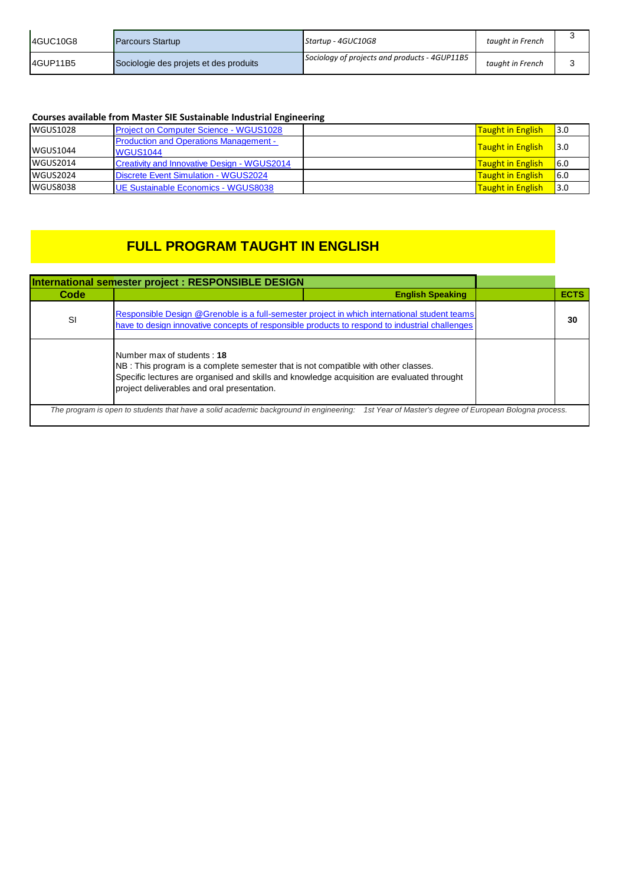| | | | | |
|---|---|---|---|---|
| 4GUC10G8 | Parcours Startup | *Startup - 4GUC10G8* | *taught in French* | 3 |
| 4GUP11B5 | Sociologie des projets et des produits | *Sociology of projects and products - 4GUP11B5* | *taught in French* | 3 |

**Courses available from Master SIE Sustainable Industrial Engineering**

| | | | | |
|---|---|---|---|---|
| WGUS1028 | Project on Computer Science - WGUS1028 | | Taught in English | 3.0 |
| WGUS1044 | Production and Operations Management - WGUS1044 | | Taught in English | 3.0 |
| WGUS2014 | Creativity and Innovative Design - WGUS2014 | | Taught in English | 6.0 |
| WGUS2024 | Discrete Event Simulation - WGUS2024 | | Taught in English | 6.0 |
| WGUS8038 | UE Sustainable Economics - WGUS8038 | | Taught in English | 3.0 |

# FULL PROGRAM TAUGHT IN ENGLISH

**International semester project : RESPONSIBLE DESIGN**

| Code | English Speaking | | ECTS |
|---|---|---|---|
| SI | Responsible Design @Grenoble is a full-semester project in which international student teams have to design innovative concepts of responsible products to respond to industrial challenges | | 30 |
| | Number max of students : **18**<br>NB : This program is a complete semester that is not compatible with other classes.<br>Specific lectures are organised and skills and knowledge acquisition are evaluated throught project deliverables and oral presentation. | | |

*The program is open to students that have a solid academic background in engineering: 1st Year of Master's degree of European Bologna process.*